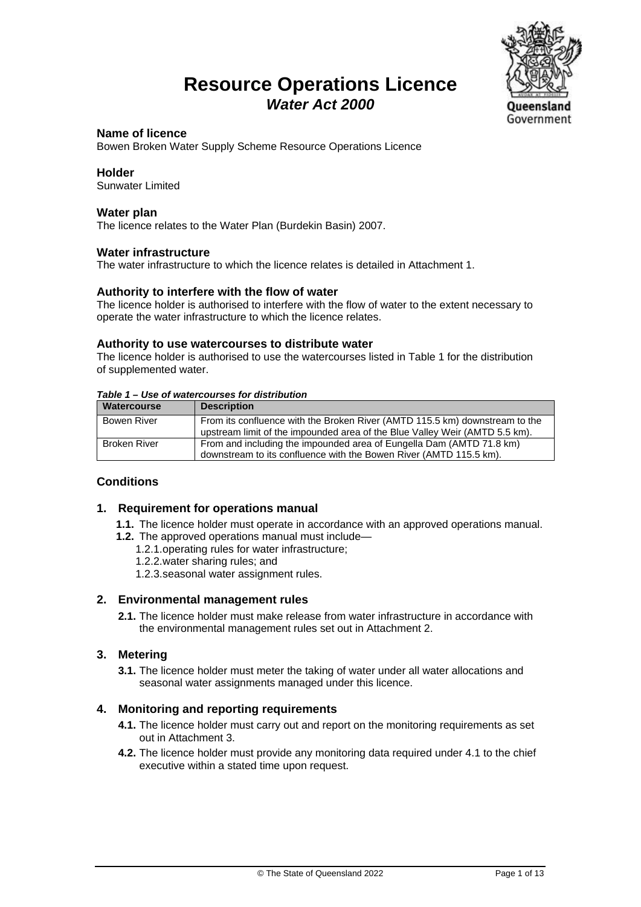# Resource Operations Licence

## *Water Act 2000*

### Name of licence

Bowen Broken Water Supply Scheme Resource Operations Licence

### Holder

Sunwater Limited

### Water plan

The licence relates to the Water Plan (Burdekin Basin) 2007.

### Water infrastructure

The water infrastructure to which the licence relates is detailed in Attachment 1.

### Authority to interfere with the flow of water

The licence holder is authorised to interfere with the flow of water to the extent necessary to operate the water infrastructure to which the licence relates.

### Authority to use watercourses to distribute water

The licence holder is authorised to use the watercourses listed in Table 1 for the distribution of supplemented water.

***Table 1 – Use of watercourses for distribution***

| Watercourse | Description |
|---|---|
| Bowen River | From its confluence with the Broken River (AMTD 115.5 km) downstream to the upstream limit of the impounded area of the Blue Valley Weir (AMTD 5.5 km). |
| Broken River | From and including the impounded area of Eungella Dam (AMTD 71.8 km) downstream to its confluence with the Bowen River (AMTD 115.5 km). |

### Conditions

#### 1. Requirement for operations manual

**1.1.** The licence holder must operate in accordance with an approved operations manual.

**1.2.** The approved operations manual must include—

1.2.1. operating rules for water infrastructure;

1.2.2. water sharing rules; and

1.2.3. seasonal water assignment rules.

#### 2. Environmental management rules

**2.1.** The licence holder must make release from water infrastructure in accordance with the environmental management rules set out in Attachment 2.

#### 3. Metering

**3.1.** The licence holder must meter the taking of water under all water allocations and seasonal water assignments managed under this licence.

#### 4. Monitoring and reporting requirements

**4.1.** The licence holder must carry out and report on the monitoring requirements as set out in Attachment 3.

**4.2.** The licence holder must provide any monitoring data required under 4.1 to the chief executive within a stated time upon request.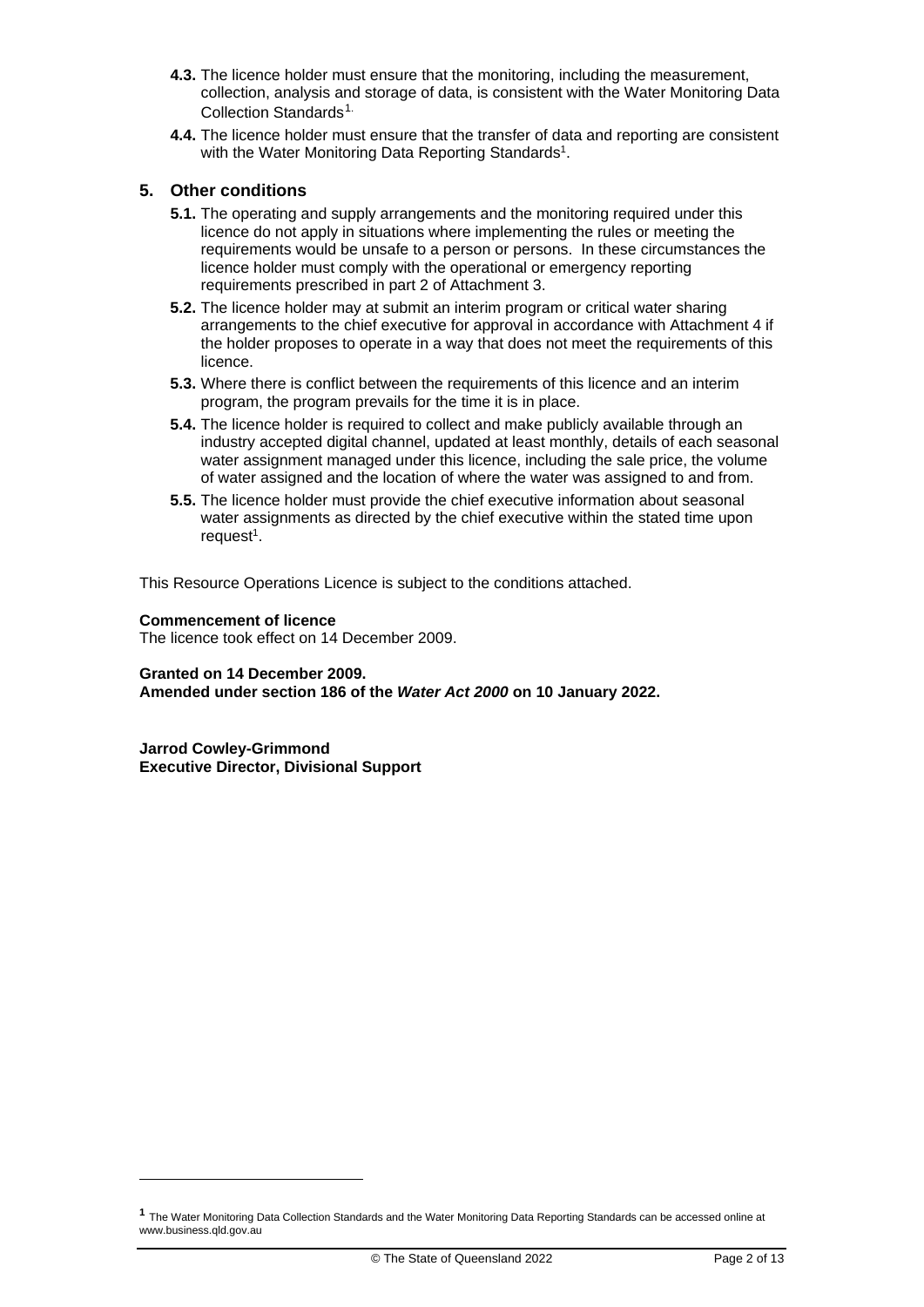**4.3.** The licence holder must ensure that the monitoring, including the measurement, collection, analysis and storage of data, is consistent with the Water Monitoring Data Collection Standards[1].

**4.4.** The licence holder must ensure that the transfer of data and reporting are consistent with the Water Monitoring Data Reporting Standards[1].

## 5. Other conditions

**5.1.** The operating and supply arrangements and the monitoring required under this licence do not apply in situations where implementing the rules or meeting the requirements would be unsafe to a person or persons. In these circumstances the licence holder must comply with the operational or emergency reporting requirements prescribed in part 2 of Attachment 3.

**5.2.** The licence holder may at submit an interim program or critical water sharing arrangements to the chief executive for approval in accordance with Attachment 4 if the holder proposes to operate in a way that does not meet the requirements of this licence.

**5.3.** Where there is conflict between the requirements of this licence and an interim program, the program prevails for the time it is in place.

**5.4.** The licence holder is required to collect and make publicly available through an industry accepted digital channel, updated at least monthly, details of each seasonal water assignment managed under this licence, including the sale price, the volume of water assigned and the location of where the water was assigned to and from.

**5.5.** The licence holder must provide the chief executive information about seasonal water assignments as directed by the chief executive within the stated time upon request[1].

This Resource Operations Licence is subject to the conditions attached.

**Commencement of licence**
The licence took effect on 14 December 2009.

**Granted on 14 December 2009.**
**Amended under section 186 of the *Water Act 2000* on 10 January 2022.**

**Jarrod Cowley-Grimmond**
**Executive Director, Divisional Support**

---

[1] The Water Monitoring Data Collection Standards and the Water Monitoring Data Reporting Standards can be accessed online at www.business.qld.gov.au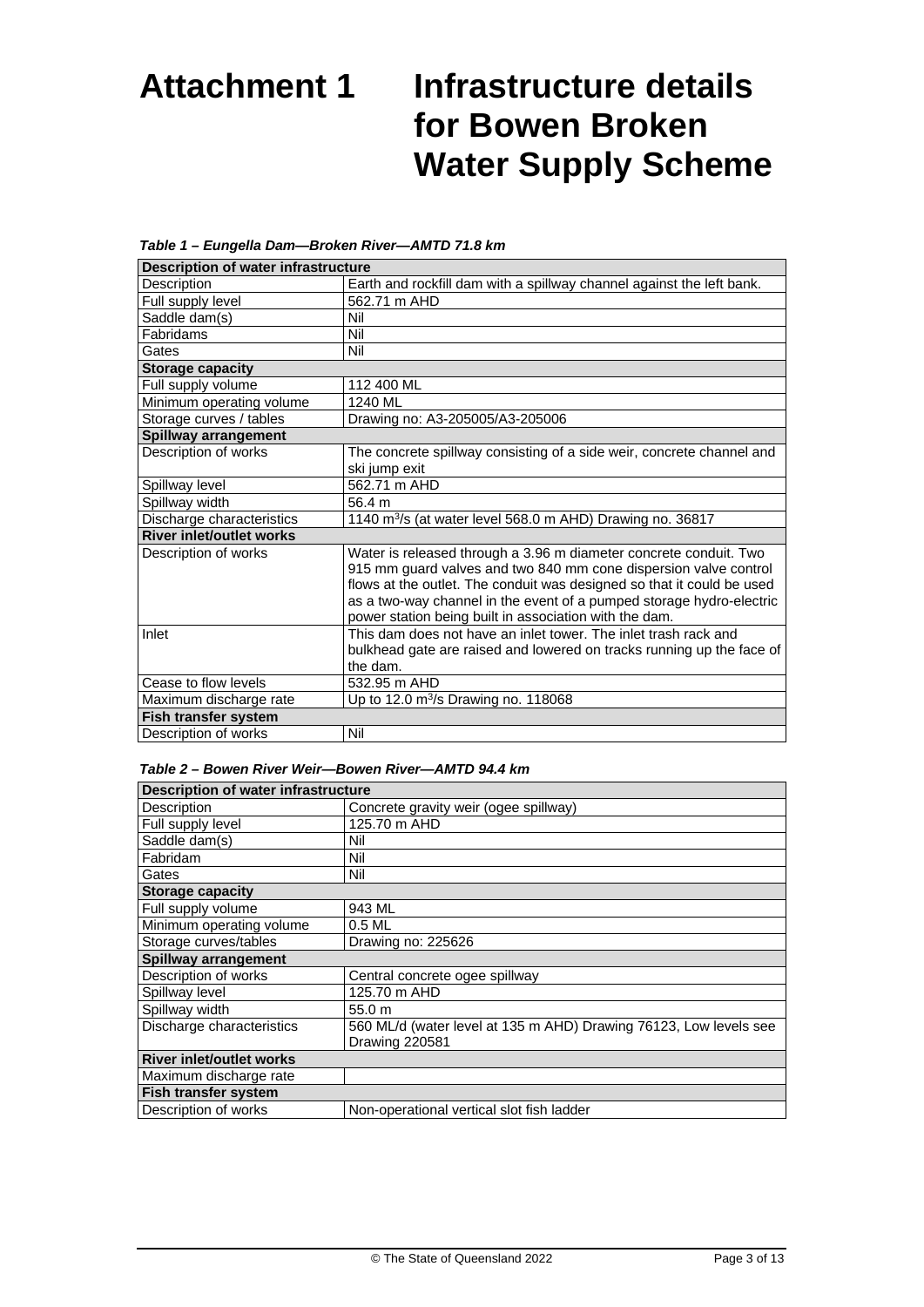# Attachment 1 Infrastructure details for Bowen Broken Water Supply Scheme

***Table 1 – Eungella Dam—Broken River—AMTD 71.8 km***

| **Description of water infrastructure** | |
|---|---|
| Description | Earth and rockfill dam with a spillway channel against the left bank. |
| Full supply level | 562.71 m AHD |
| Saddle dam(s) | Nil |
| Fabridams | Nil |
| Gates | Nil |
| **Storage capacity** | |
| Full supply volume | 112 400 ML |
| Minimum operating volume | 1240 ML |
| Storage curves / tables | Drawing no: A3-205005/A3-205006 |
| **Spillway arrangement** | |
| Description of works | The concrete spillway consisting of a side weir, concrete channel and ski jump exit |
| Spillway level | 562.71 m AHD |
| Spillway width | 56.4 m |
| Discharge characteristics | 1140 $m^3$/s (at water level 568.0 m AHD) Drawing no. 36817 |
| **River inlet/outlet works** | |
| Description of works | Water is released through a 3.96 m diameter concrete conduit. Two 915 mm guard valves and two 840 mm cone dispersion valve control flows at the outlet. The conduit was designed so that it could be used as a two-way channel in the event of a pumped storage hydro-electric power station being built in association with the dam. |
| Inlet | This dam does not have an inlet tower. The inlet trash rack and bulkhead gate are raised and lowered on tracks running up the face of the dam. |
| Cease to flow levels | 532.95 m AHD |
| Maximum discharge rate | Up to 12.0 $m^3$/s Drawing no. 118068 |
| **Fish transfer system** | |
| Description of works | Nil |

***Table 2 – Bowen River Weir—Bowen River—AMTD 94.4 km***

| **Description of water infrastructure** | |
|---|---|
| Description | Concrete gravity weir (ogee spillway) |
| Full supply level | 125.70 m AHD |
| Saddle dam(s) | Nil |
| Fabridam | Nil |
| Gates | Nil |
| **Storage capacity** | |
| Full supply volume | 943 ML |
| Minimum operating volume | 0.5 ML |
| Storage curves/tables | Drawing no: 225626 |
| **Spillway arrangement** | |
| Description of works | Central concrete ogee spillway |
| Spillway level | 125.70 m AHD |
| Spillway width | 55.0 m |
| Discharge characteristics | 560 ML/d (water level at 135 m AHD) Drawing 76123, Low levels see Drawing 220581 |
| **River inlet/outlet works** | |
| Maximum discharge rate | |
| **Fish transfer system** | |
| Description of works | Non-operational vertical slot fish ladder |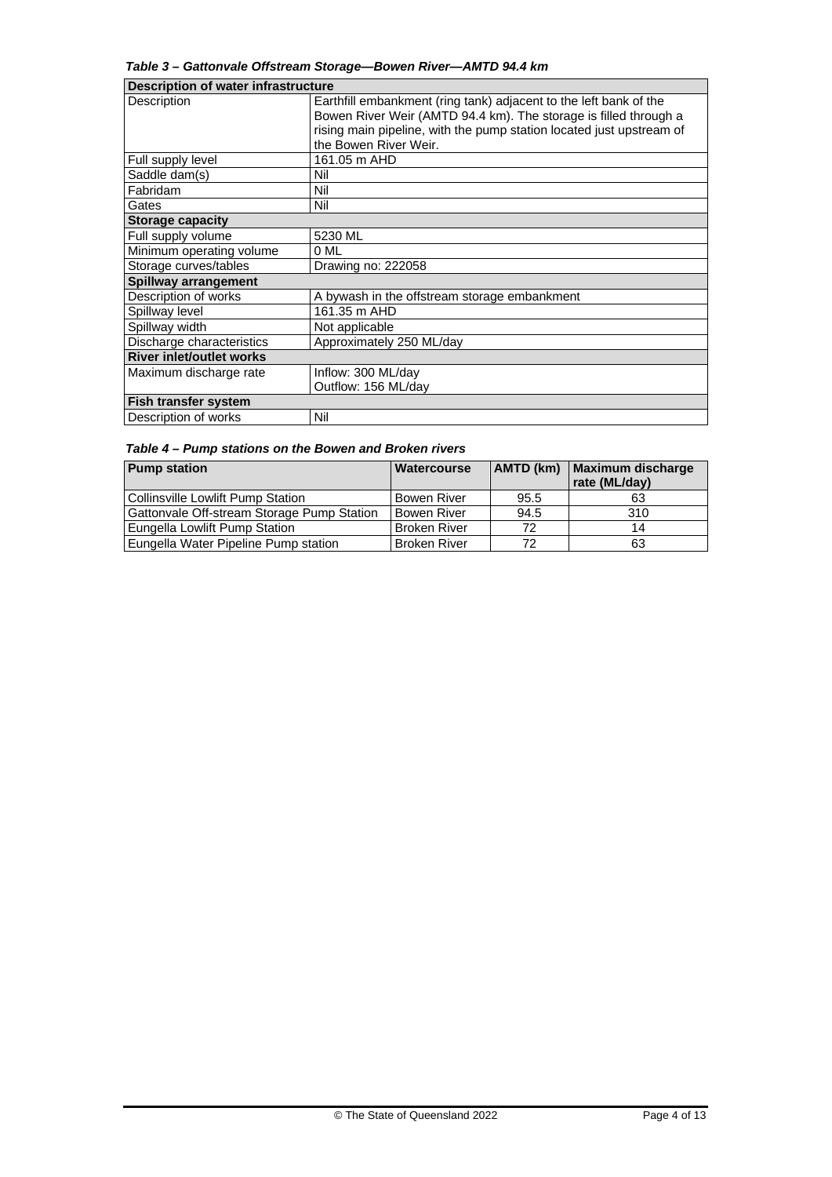*Table 3 – Gattonvale Offstream Storage—Bowen River—AMTD 94.4 km*

| **Description of water infrastructure** | |
|---|---|
| Description | Earthfill embankment (ring tank) adjacent to the left bank of the Bowen River Weir (AMTD 94.4 km). The storage is filled through a rising main pipeline, with the pump station located just upstream of the Bowen River Weir. |
| Full supply level | 161.05 m AHD |
| Saddle dam(s) | Nil |
| Fabridam | Nil |
| Gates | Nil |
| **Storage capacity** | |
| Full supply volume | 5230 ML |
| Minimum operating volume | 0 ML |
| Storage curves/tables | Drawing no: 222058 |
| **Spillway arrangement** | |
| Description of works | A bywash in the offstream storage embankment |
| Spillway level | 161.35 m AHD |
| Spillway width | Not applicable |
| Discharge characteristics | Approximately 250 ML/day |
| **River inlet/outlet works** | |
| Maximum discharge rate | Inflow: 300 ML/day<br>Outflow: 156 ML/day |
| **Fish transfer system** | |
| Description of works | Nil |

*Table 4 – Pump stations on the Bowen and Broken rivers*

| Pump station | Watercourse | AMTD (km) | Maximum discharge rate (ML/day) |
|---|---|---|---|
| Collinsville Lowlift Pump Station | Bowen River | 95.5 | 63 |
| Gattonvale Off-stream Storage Pump Station | Bowen River | 94.5 | 310 |
| Eungella Lowlift Pump Station | Broken River | 72 | 14 |
| Eungella Water Pipeline Pump station | Broken River | 72 | 63 |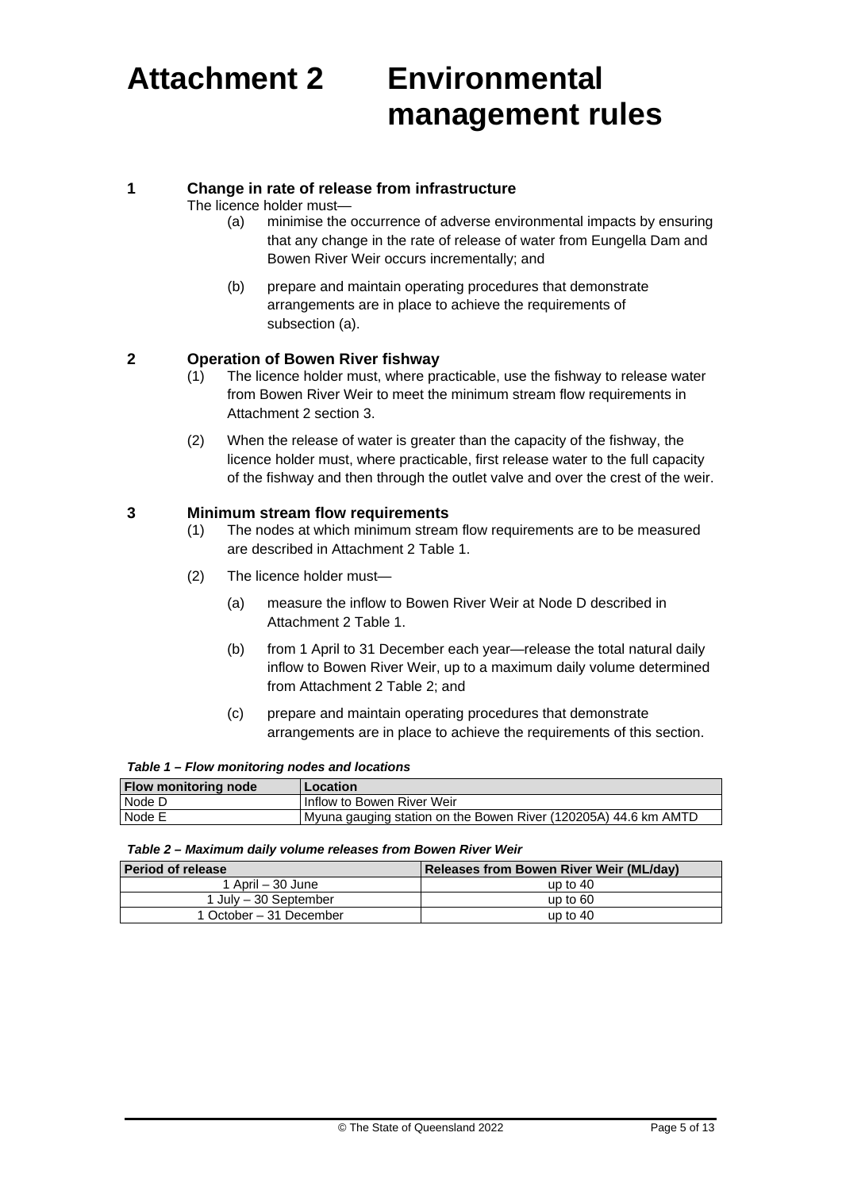# Attachment 2 Environmental management rules

## 1 Change in rate of release from infrastructure

The licence holder must—

(a) minimise the occurrence of adverse environmental impacts by ensuring that any change in the rate of release of water from Eungella Dam and Bowen River Weir occurs incrementally; and

(b) prepare and maintain operating procedures that demonstrate arrangements are in place to achieve the requirements of subsection (a).

## 2 Operation of Bowen River fishway

(1) The licence holder must, where practicable, use the fishway to release water from Bowen River Weir to meet the minimum stream flow requirements in Attachment 2 section 3.

(2) When the release of water is greater than the capacity of the fishway, the licence holder must, where practicable, first release water to the full capacity of the fishway and then through the outlet valve and over the crest of the weir.

## 3 Minimum stream flow requirements

(1) The nodes at which minimum stream flow requirements are to be measured are described in Attachment 2 Table 1.

(2) The licence holder must—

(a) measure the inflow to Bowen River Weir at Node D described in Attachment 2 Table 1.

(b) from 1 April to 31 December each year—release the total natural daily inflow to Bowen River Weir, up to a maximum daily volume determined from Attachment 2 Table 2; and

(c) prepare and maintain operating procedures that demonstrate arrangements are in place to achieve the requirements of this section.

***Table 1 – Flow monitoring nodes and locations***

| Flow monitoring node | Location |
|---|---|
| Node D | Inflow to Bowen River Weir |
| Node E | Myuna gauging station on the Bowen River (120205A) 44.6 km AMTD |

***Table 2 – Maximum daily volume releases from Bowen River Weir***

| Period of release | Releases from Bowen River Weir (ML/day) |
|---|---|
| 1 April – 30 June | up to 40 |
| 1 July – 30 September | up to 60 |
| 1 October – 31 December | up to 40 |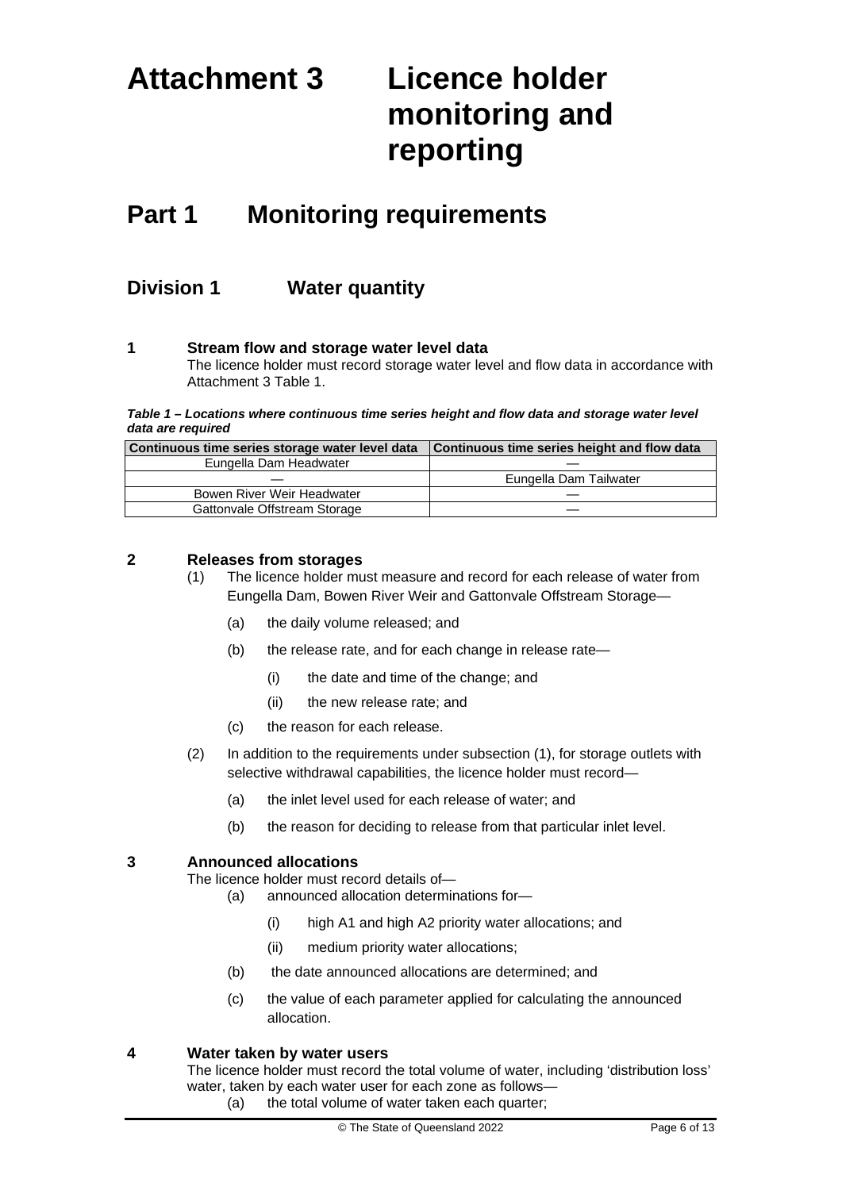# Attachment 3 Licence holder monitoring and reporting

## Part 1 Monitoring requirements

### Division 1 Water quantity

**1 Stream flow and storage water level data**

The licence holder must record storage water level and flow data in accordance with Attachment 3 Table 1.

***Table 1 – Locations where continuous time series height and flow data and storage water level data are required***

| Continuous time series storage water level data | Continuous time series height and flow data |
|---|---|
| Eungella Dam Headwater | — |
| — | Eungella Dam Tailwater |
| Bowen River Weir Headwater | — |
| Gattonvale Offstream Storage | — |

**2 Releases from storages**

(1) The licence holder must measure and record for each release of water from Eungella Dam, Bowen River Weir and Gattonvale Offstream Storage—

(a) the daily volume released; and

(b) the release rate, and for each change in release rate—

(i) the date and time of the change; and

(ii) the new release rate; and

(c) the reason for each release.

(2) In addition to the requirements under subsection (1), for storage outlets with selective withdrawal capabilities, the licence holder must record—

(a) the inlet level used for each release of water; and

(b) the reason for deciding to release from that particular inlet level.

**3 Announced allocations**

The licence holder must record details of—

(a) announced allocation determinations for—

(i) high A1 and high A2 priority water allocations; and

(ii) medium priority water allocations;

(b) the date announced allocations are determined; and

(c) the value of each parameter applied for calculating the announced allocation.

**4 Water taken by water users**

The licence holder must record the total volume of water, including 'distribution loss' water, taken by each water user for each zone as follows—

(a) the total volume of water taken each quarter;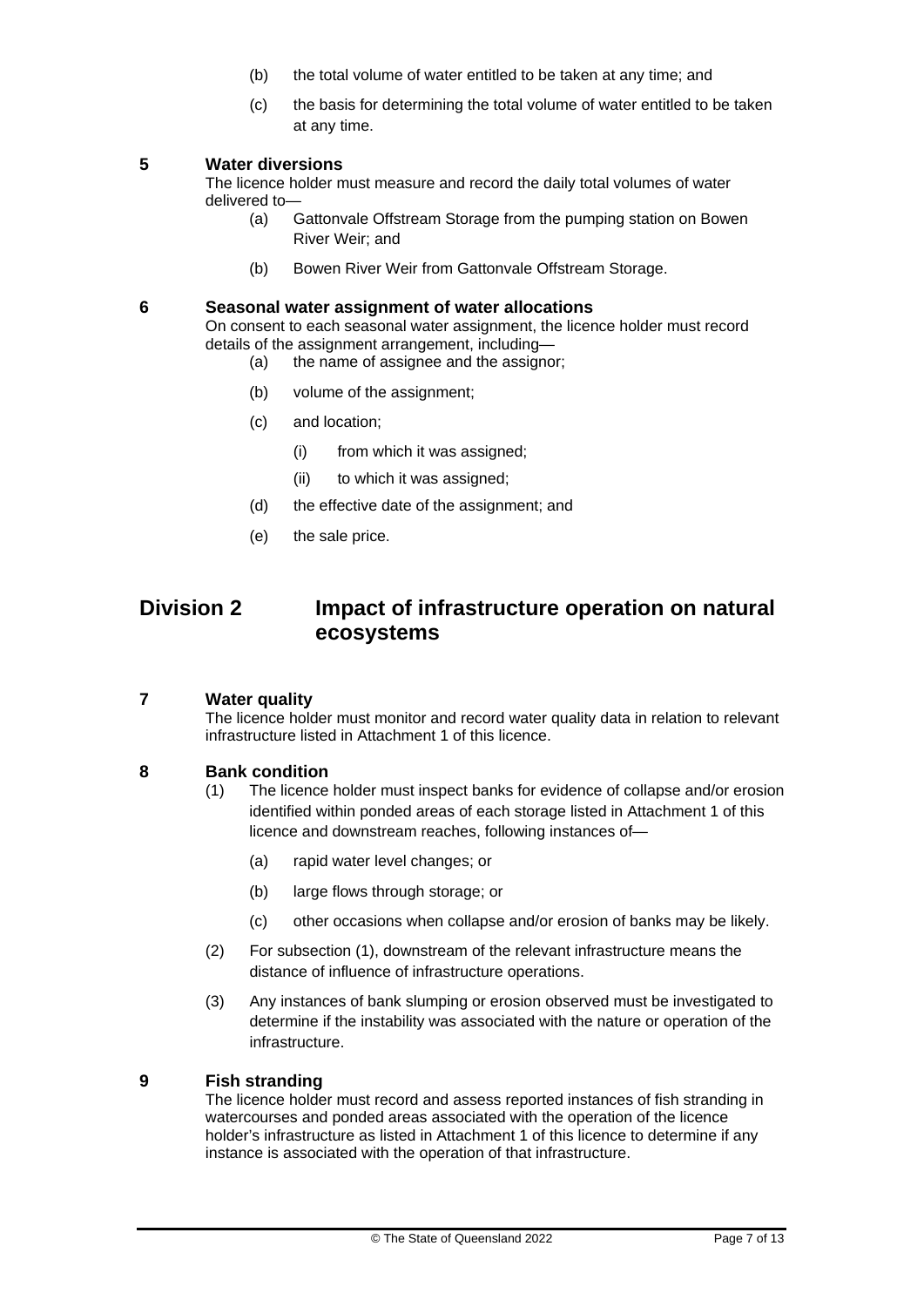(b) the total volume of water entitled to be taken at any time; and

(c) the basis for determining the total volume of water entitled to be taken at any time.

### 5 Water diversions

The licence holder must measure and record the daily total volumes of water delivered to—

(a) Gattonvale Offstream Storage from the pumping station on Bowen River Weir; and

(b) Bowen River Weir from Gattonvale Offstream Storage.

### 6 Seasonal water assignment of water allocations

On consent to each seasonal water assignment, the licence holder must record details of the assignment arrangement, including—

(a) the name of assignee and the assignor;

(b) volume of the assignment;

(c) and location;

(i) from which it was assigned;

(ii) to which it was assigned;

(d) the effective date of the assignment; and

(e) the sale price.

## Division 2 Impact of infrastructure operation on natural ecosystems

### 7 Water quality

The licence holder must monitor and record water quality data in relation to relevant infrastructure listed in Attachment 1 of this licence.

### 8 Bank condition

(1) The licence holder must inspect banks for evidence of collapse and/or erosion identified within ponded areas of each storage listed in Attachment 1 of this licence and downstream reaches, following instances of—

(a) rapid water level changes; or

(b) large flows through storage; or

(c) other occasions when collapse and/or erosion of banks may be likely.

(2) For subsection (1), downstream of the relevant infrastructure means the distance of influence of infrastructure operations.

(3) Any instances of bank slumping or erosion observed must be investigated to determine if the instability was associated with the nature or operation of the infrastructure.

### 9 Fish stranding

The licence holder must record and assess reported instances of fish stranding in watercourses and ponded areas associated with the operation of the licence holder's infrastructure as listed in Attachment 1 of this licence to determine if any instance is associated with the operation of that infrastructure.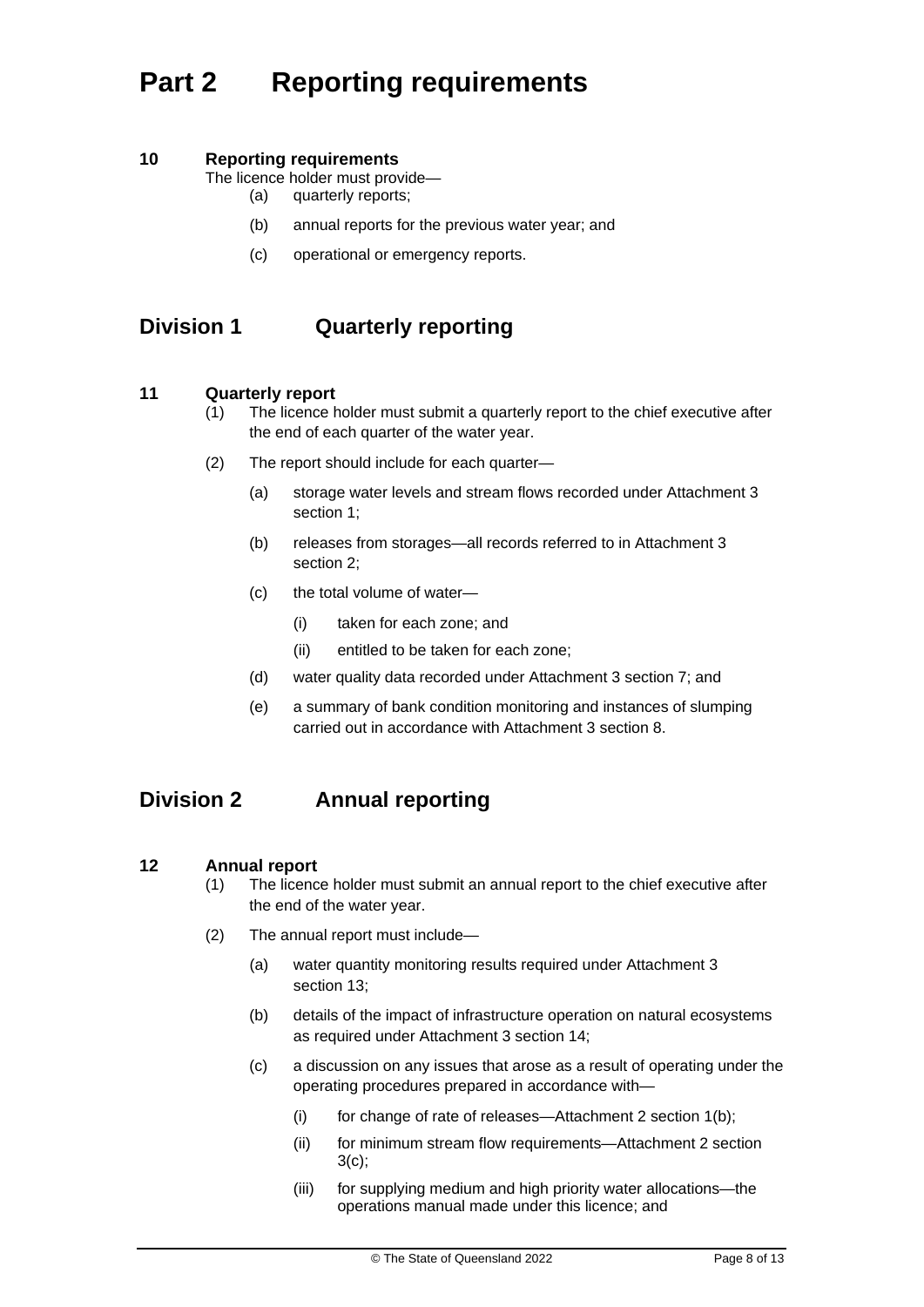# Part 2 Reporting requirements

### 10 Reporting requirements

The licence holder must provide—

- (a) quarterly reports;
- (b) annual reports for the previous water year; and
- (c) operational or emergency reports.

## Division 1 Quarterly reporting

### 11 Quarterly report

(1) The licence holder must submit a quarterly report to the chief executive after the end of each quarter of the water year.

(2) The report should include for each quarter—

- (a) storage water levels and stream flows recorded under Attachment 3 section 1;
- (b) releases from storages—all records referred to in Attachment 3 section 2;
- (c) the total volume of water—
  - (i) taken for each zone; and
  - (ii) entitled to be taken for each zone;
- (d) water quality data recorded under Attachment 3 section 7; and
- (e) a summary of bank condition monitoring and instances of slumping carried out in accordance with Attachment 3 section 8.

## Division 2 Annual reporting

### 12 Annual report

(1) The licence holder must submit an annual report to the chief executive after the end of the water year.

(2) The annual report must include—

- (a) water quantity monitoring results required under Attachment 3 section 13;
- (b) details of the impact of infrastructure operation on natural ecosystems as required under Attachment 3 section 14;
- (c) a discussion on any issues that arose as a result of operating under the operating procedures prepared in accordance with—
  - (i) for change of rate of releases—Attachment 2 section 1(b);
  - (ii) for minimum stream flow requirements—Attachment 2 section 3(c);
  - (iii) for supplying medium and high priority water allocations—the operations manual made under this licence; and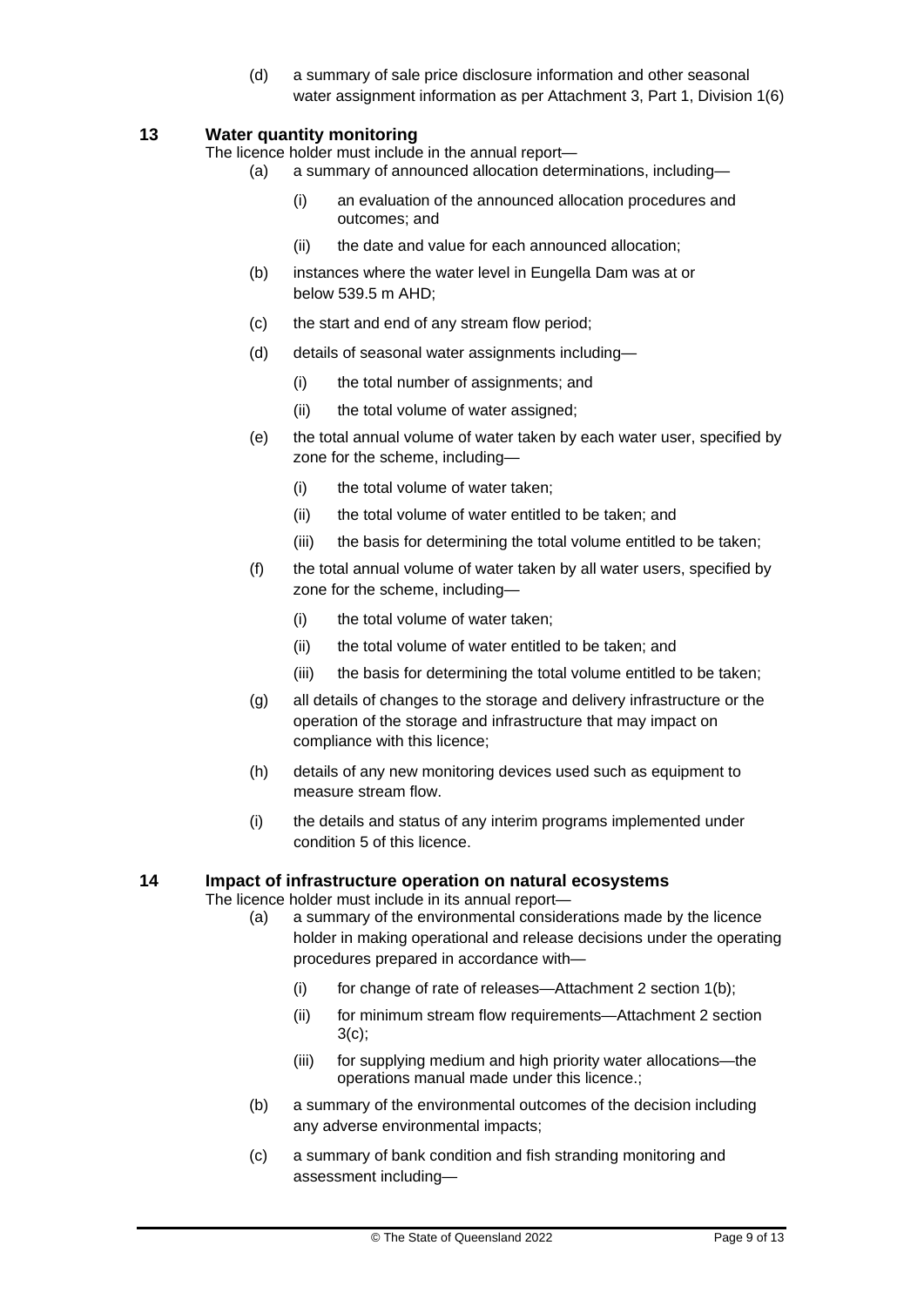(d) a summary of sale price disclosure information and other seasonal water assignment information as per Attachment 3, Part 1, Division 1(6)

## 13 Water quantity monitoring

The licence holder must include in the annual report—

(a) a summary of announced allocation determinations, including—

  (i) an evaluation of the announced allocation procedures and outcomes; and

  (ii) the date and value for each announced allocation;

(b) instances where the water level in Eungella Dam was at or below 539.5 m AHD;

(c) the start and end of any stream flow period;

(d) details of seasonal water assignments including—

  (i) the total number of assignments; and

  (ii) the total volume of water assigned;

(e) the total annual volume of water taken by each water user, specified by zone for the scheme, including—

  (i) the total volume of water taken;

  (ii) the total volume of water entitled to be taken; and

  (iii) the basis for determining the total volume entitled to be taken;

(f) the total annual volume of water taken by all water users, specified by zone for the scheme, including—

  (i) the total volume of water taken;

  (ii) the total volume of water entitled to be taken; and

  (iii) the basis for determining the total volume entitled to be taken;

(g) all details of changes to the storage and delivery infrastructure or the operation of the storage and infrastructure that may impact on compliance with this licence;

(h) details of any new monitoring devices used such as equipment to measure stream flow.

(i) the details and status of any interim programs implemented under condition 5 of this licence.

## 14 Impact of infrastructure operation on natural ecosystems

The licence holder must include in its annual report—

(a) a summary of the environmental considerations made by the licence holder in making operational and release decisions under the operating procedures prepared in accordance with—

  (i) for change of rate of releases—Attachment 2 section 1(b);

  (ii) for minimum stream flow requirements—Attachment 2 section 3(c);

  (iii) for supplying medium and high priority water allocations—the operations manual made under this licence.;

(b) a summary of the environmental outcomes of the decision including any adverse environmental impacts;

(c) a summary of bank condition and fish stranding monitoring and assessment including—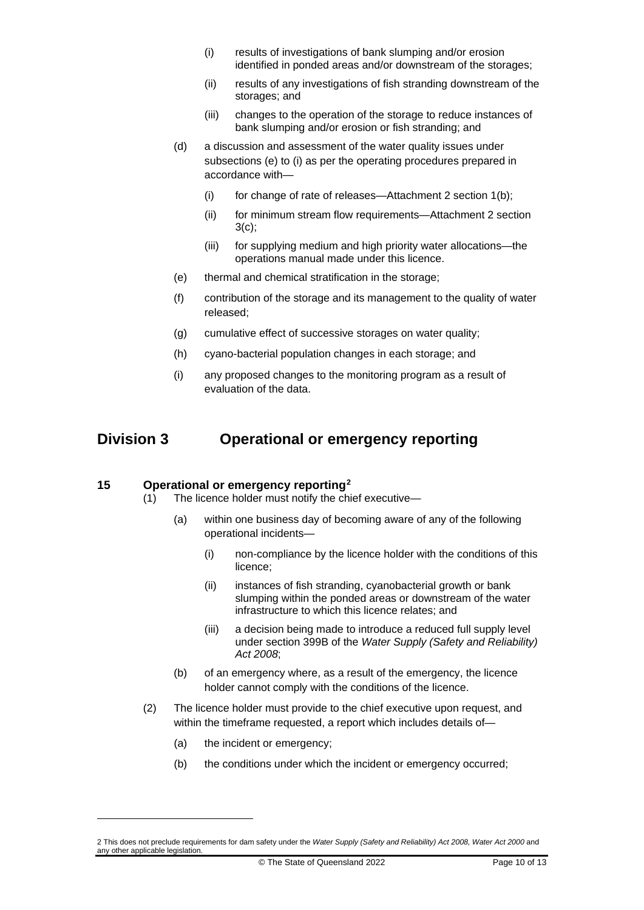(i) results of investigations of bank slumping and/or erosion identified in ponded areas and/or downstream of the storages;

(ii) results of any investigations of fish stranding downstream of the storages; and

(iii) changes to the operation of the storage to reduce instances of bank slumping and/or erosion or fish stranding; and

(d) a discussion and assessment of the water quality issues under subsections (e) to (i) as per the operating procedures prepared in accordance with—

(i) for change of rate of releases—Attachment 2 section 1(b);

(ii) for minimum stream flow requirements—Attachment 2 section 3(c);

(iii) for supplying medium and high priority water allocations—the operations manual made under this licence.

(e) thermal and chemical stratification in the storage;

(f) contribution of the storage and its management to the quality of water released;

(g) cumulative effect of successive storages on water quality;

(h) cyano-bacterial population changes in each storage; and

(i) any proposed changes to the monitoring program as a result of evaluation of the data.

## Division 3 Operational or emergency reporting

### 15 Operational or emergency reporting[2]

(1) The licence holder must notify the chief executive—

(a) within one business day of becoming aware of any of the following operational incidents—

(i) non-compliance by the licence holder with the conditions of this licence;

(ii) instances of fish stranding, cyanobacterial growth or bank slumping within the ponded areas or downstream of the water infrastructure to which this licence relates; and

(iii) a decision being made to introduce a reduced full supply level under section 399B of the *Water Supply (Safety and Reliability) Act 2008*;

(b) of an emergency where, as a result of the emergency, the licence holder cannot comply with the conditions of the licence.

(2) The licence holder must provide to the chief executive upon request, and within the timeframe requested, a report which includes details of—

(a) the incident or emergency;

(b) the conditions under which the incident or emergency occurred;

---

2 This does not preclude requirements for dam safety under the *Water Supply (Safety and Reliability) Act 2008, Water Act 2000* and any other applicable legislation.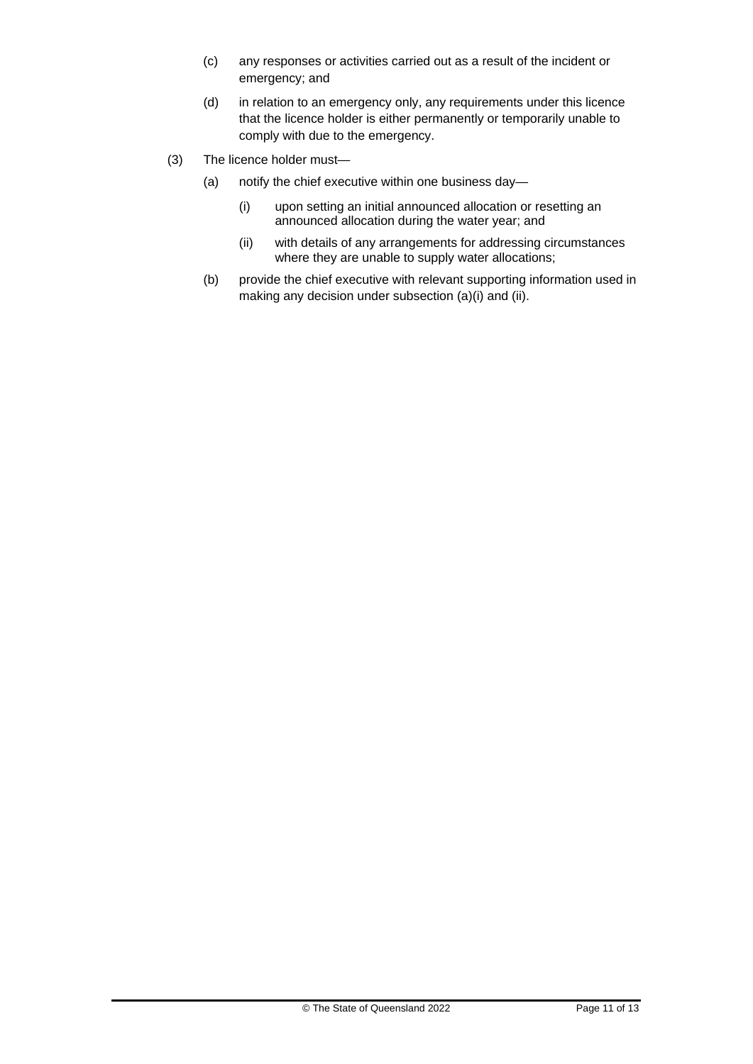(c) any responses or activities carried out as a result of the incident or emergency; and

(d) in relation to an emergency only, any requirements under this licence that the licence holder is either permanently or temporarily unable to comply with due to the emergency.

(3) The licence holder must—

(a) notify the chief executive within one business day—

(i) upon setting an initial announced allocation or resetting an announced allocation during the water year; and

(ii) with details of any arrangements for addressing circumstances where they are unable to supply water allocations;

(b) provide the chief executive with relevant supporting information used in making any decision under subsection (a)(i) and (ii).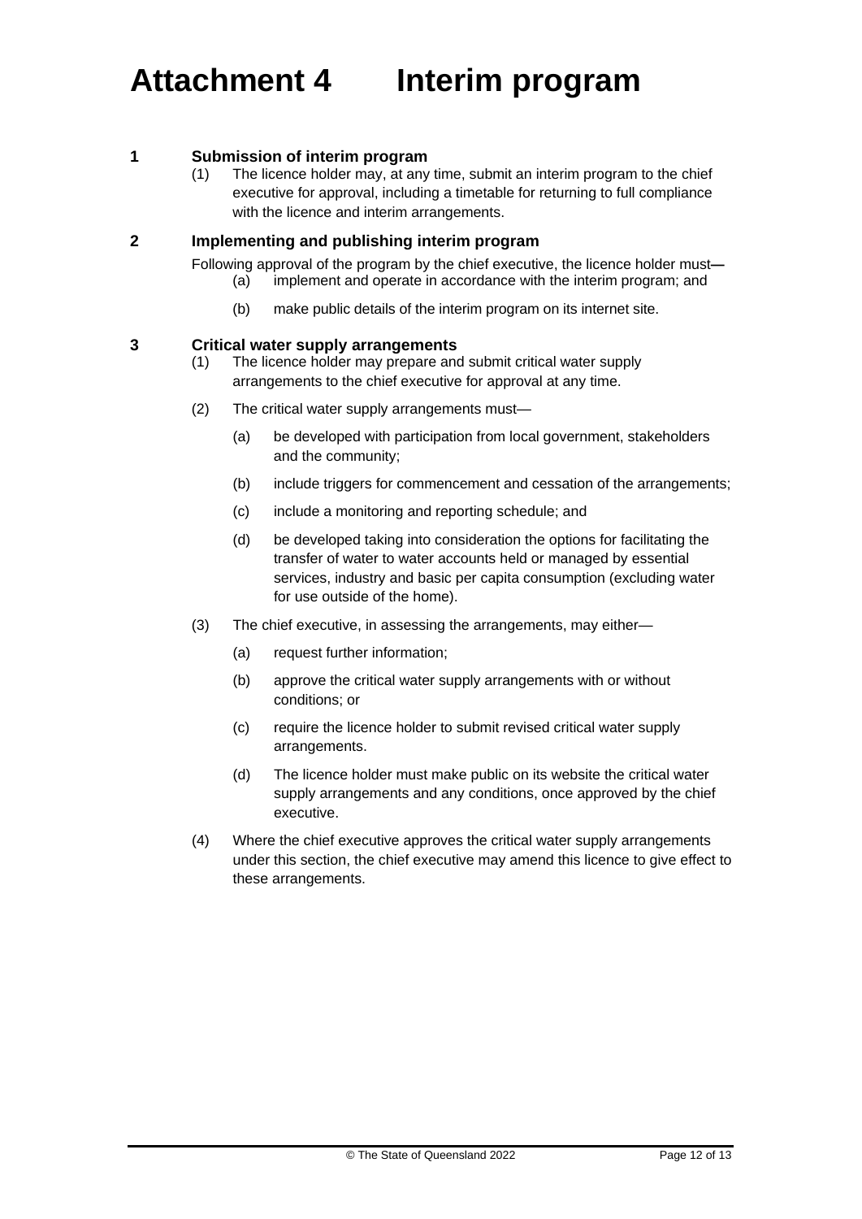# Attachment 4 Interim program

## 1 Submission of interim program

(1) The licence holder may, at any time, submit an interim program to the chief executive for approval, including a timetable for returning to full compliance with the licence and interim arrangements.

## 2 Implementing and publishing interim program

Following approval of the program by the chief executive, the licence holder must—

(a) implement and operate in accordance with the interim program; and

(b) make public details of the interim program on its internet site.

## 3 Critical water supply arrangements

(1) The licence holder may prepare and submit critical water supply arrangements to the chief executive for approval at any time.

(2) The critical water supply arrangements must—

(a) be developed with participation from local government, stakeholders and the community;

(b) include triggers for commencement and cessation of the arrangements;

(c) include a monitoring and reporting schedule; and

(d) be developed taking into consideration the options for facilitating the transfer of water to water accounts held or managed by essential services, industry and basic per capita consumption (excluding water for use outside of the home).

(3) The chief executive, in assessing the arrangements, may either—

(a) request further information;

(b) approve the critical water supply arrangements with or without conditions; or

(c) require the licence holder to submit revised critical water supply arrangements.

(d) The licence holder must make public on its website the critical water supply arrangements and any conditions, once approved by the chief executive.

(4) Where the chief executive approves the critical water supply arrangements under this section, the chief executive may amend this licence to give effect to these arrangements.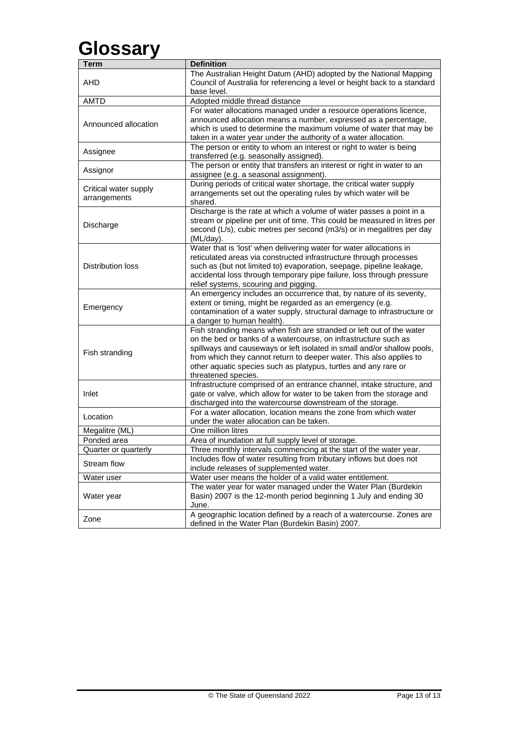# Glossary

| Term | Definition |
| --- | --- |
| AHD | The Australian Height Datum (AHD) adopted by the National Mapping Council of Australia for referencing a level or height back to a standard base level. |
| AMTD | Adopted middle thread distance |
| Announced allocation | For water allocations managed under a resource operations licence, announced allocation means a number, expressed as a percentage, which is used to determine the maximum volume of water that may be taken in a water year under the authority of a water allocation. |
| Assignee | The person or entity to whom an interest or right to water is being transferred (e.g. seasonally assigned). |
| Assignor | The person or entity that transfers an interest or right in water to an assignee (e.g. a seasonal assignment). |
| Critical water supply arrangements | During periods of critical water shortage, the critical water supply arrangements set out the operating rules by which water will be shared. |
| Discharge | Discharge is the rate at which a volume of water passes a point in a stream or pipeline per unit of time. This could be measured in litres per second (L/s), cubic metres per second (m3/s) or in megalitres per day (ML/day). |
| Distribution loss | Water that is 'lost' when delivering water for water allocations in reticulated areas via constructed infrastructure through processes such as (but not limited to) evaporation, seepage, pipeline leakage, accidental loss through temporary pipe failure, loss through pressure relief systems, scouring and pigging. |
| Emergency | An emergency includes an occurrence that, by nature of its severity, extent or timing, might be regarded as an emergency (e.g. contamination of a water supply, structural damage to infrastructure or a danger to human health). |
| Fish stranding | Fish stranding means when fish are stranded or left out of the water on the bed or banks of a watercourse, on infrastructure such as spillways and causeways or left isolated in small and/or shallow pools, from which they cannot return to deeper water. This also applies to other aquatic species such as platypus, turtles and any rare or threatened species. |
| Inlet | Infrastructure comprised of an entrance channel, intake structure, and gate or valve, which allow for water to be taken from the storage and discharged into the watercourse downstream of the storage. |
| Location | For a water allocation, location means the zone from which water under the water allocation can be taken. |
| Megalitre (ML) | One million litres |
| Ponded area | Area of inundation at full supply level of storage. |
| Quarter or quarterly | Three monthly intervals commencing at the start of the water year. |
| Stream flow | Includes flow of water resulting from tributary inflows but does not include releases of supplemented water. |
| Water user | Water user means the holder of a valid water entitlement. |
| Water year | The water year for water managed under the Water Plan (Burdekin Basin) 2007 is the 12-month period beginning 1 July and ending 30 June. |
| Zone | A geographic location defined by a reach of a watercourse. Zones are defined in the Water Plan (Burdekin Basin) 2007. |

© The State of Queensland 2022